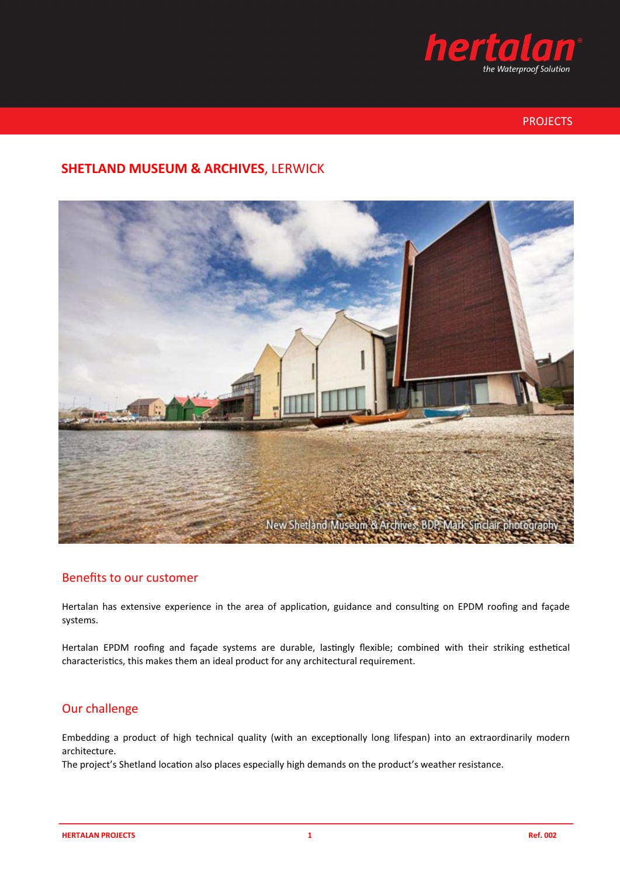hertalan

*the Waterproof Solution*

PROJECTS

# SHETLAND MUSEUM & ARCHIVES, LERWICK

New Shetland Museum & Archives, BDP, Mark Sinclair photography

## Benefits to our customer

Hertalan has extensive experience in the area of application, guidance and consulting on EPDM roofing and façade systems.

Hertalan EPDM roofing and façade systems are durable, lastingly flexible; combined with their striking esthetical characteristics, this makes them an ideal product for any architectural requirement.

## Our challenge

Embedding a product of high technical quality (with an exceptionally long lifespan) into an extraordinarily modern architecture.
The project's Shetland location also places especially high demands on the product's weather resistance.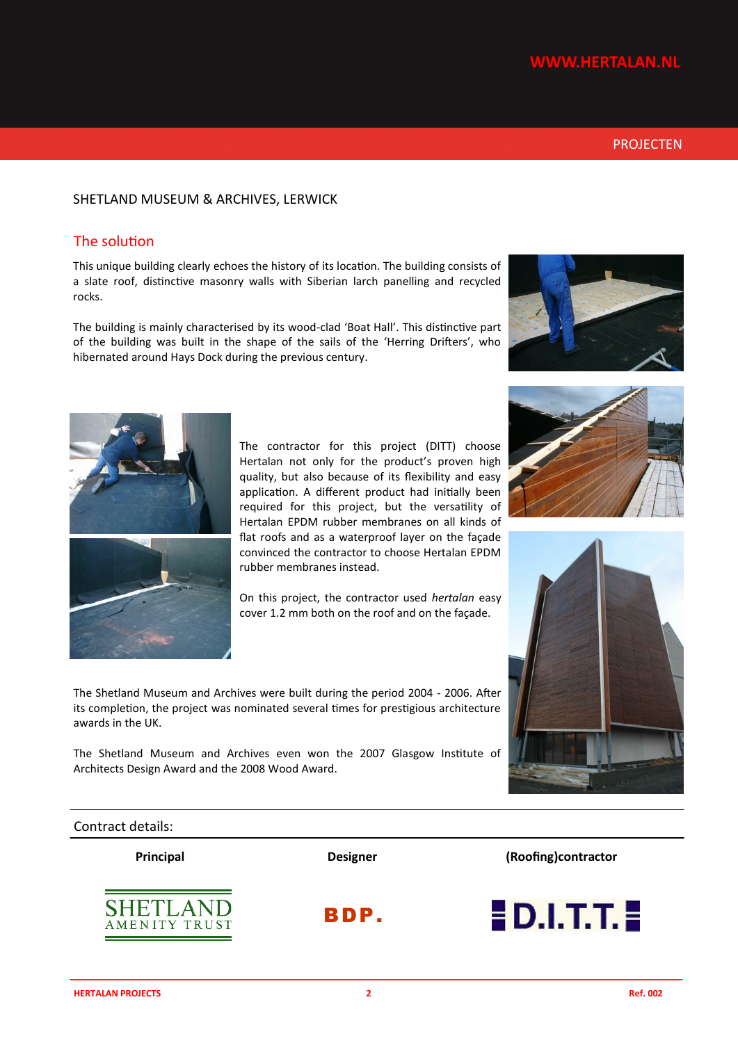WWW.HERTALAN.NL

PROJECTEN

## SHETLAND MUSEUM & ARCHIVES, LERWICK

### The solution

This unique building clearly echoes the history of its location. The building consists of a slate roof, distinctive masonry walls with Siberian larch panelling and recycled rocks.

The building is mainly characterised by its wood-clad 'Boat Hall'. This distinctive part of the building was built in the shape of the sails of the 'Herring Drifters', who hibernated around Hays Dock during the previous century.

The contractor for this project (DITT) choose Hertalan not only for the product's proven high quality, but also because of its flexibility and easy application. A different product had initially been required for this project, but the versatility of Hertalan EPDM rubber membranes on all kinds of flat roofs and as a waterproof layer on the façade convinced the contractor to choose Hertalan EPDM rubber membranes instead.

On this project, the contractor used *hertalan* easy cover 1.2 mm both on the roof and on the façade.

The Shetland Museum and Archives were built during the period 2004 - 2006. After its completion, the project was nominated several times for prestigious architecture awards in the UK.

The Shetland Museum and Archives even won the 2007 Glasgow Institute of Architects Design Award and the 2008 Wood Award.

### Contract details:

| Principal | Designer | (Roofing)contractor |
| --- | --- | --- |
| SHETLAND AMENITY TRUST | BDP. | D.I.T.T. |